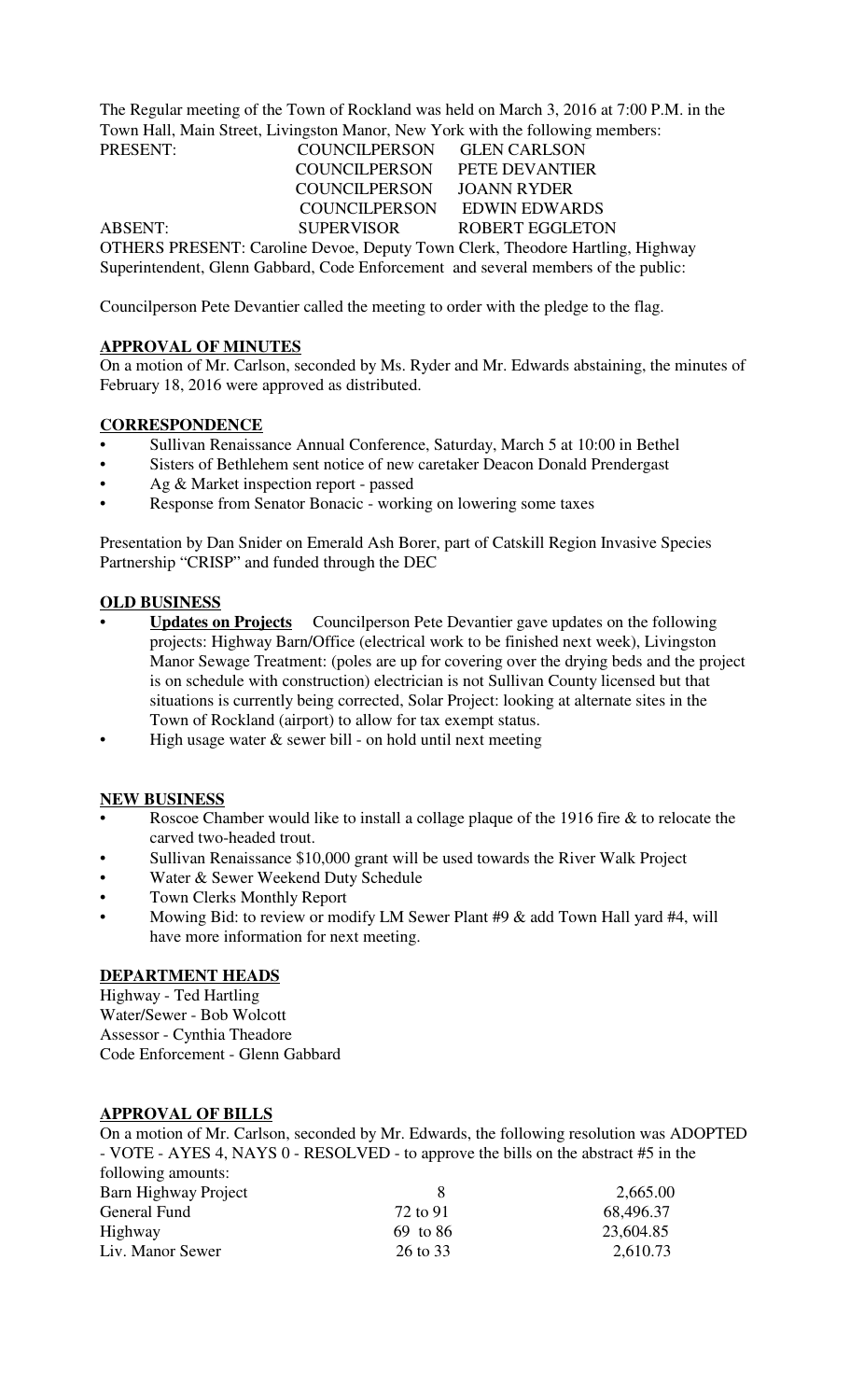The Regular meeting of the Town of Rockland was held on March 3, 2016 at 7:00 P.M. in the Town Hall, Main Street, Livingston Manor, New York with the following members:

| | | |
|---|---|---|
| PRESENT: | COUNCILPERSON | GLEN CARLSON |
| | COUNCILPERSON | PETE DEVANTIER |
| | COUNCILPERSON | JOANN RYDER |
| | COUNCILPERSON | EDWIN EDWARDS |
| ABSENT: | SUPERVISOR | ROBERT EGGLETON |

OTHERS PRESENT: Caroline Devoe, Deputy Town Clerk, Theodore Hartling, Highway Superintendent, Glenn Gabbard, Code Enforcement and several members of the public:

Councilperson Pete Devantier called the meeting to order with the pledge to the flag.

**APPROVAL OF MINUTES**

On a motion of Mr. Carlson, seconded by Ms. Ryder and Mr. Edwards abstaining, the minutes of February 18, 2016 were approved as distributed.

**CORRESPONDENCE**

- Sullivan Renaissance Annual Conference, Saturday, March 5 at 10:00 in Bethel
- Sisters of Bethlehem sent notice of new caretaker Deacon Donald Prendergast
- Ag & Market inspection report - passed
- Response from Senator Bonacic - working on lowering some taxes

Presentation by Dan Snider on Emerald Ash Borer, part of Catskill Region Invasive Species Partnership "CRISP" and funded through the DEC

**OLD BUSINESS**

- **Updates on Projects** Councilperson Pete Devantier gave updates on the following projects: Highway Barn/Office (electrical work to be finished next week), Livingston Manor Sewage Treatment: (poles are up for covering over the drying beds and the project is on schedule with construction) electrician is not Sullivan County licensed but that situations is currently being corrected, Solar Project: looking at alternate sites in the Town of Rockland (airport) to allow for tax exempt status.
- High usage water & sewer bill - on hold until next meeting

**NEW BUSINESS**

- Roscoe Chamber would like to install a collage plaque of the 1916 fire & to relocate the carved two-headed trout.
- Sullivan Renaissance $10,000 grant will be used towards the River Walk Project
- Water & Sewer Weekend Duty Schedule
- Town Clerks Monthly Report
- Mowing Bid: to review or modify LM Sewer Plant #9 & add Town Hall yard #4, will have more information for next meeting.

**DEPARTMENT HEADS**

Highway - Ted Hartling
Water/Sewer - Bob Wolcott
Assessor - Cynthia Theadore
Code Enforcement - Glenn Gabbard

**APPROVAL OF BILLS**

On a motion of Mr. Carlson, seconded by Mr. Edwards, the following resolution was ADOPTED - VOTE - AYES 4, NAYS 0 - RESOLVED - to approve the bills on the abstract #5 in the following amounts:

| | | |
|---|---|---|
| Barn Highway Project | 8 | 2,665.00 |
| General Fund | 72 to 91 | 68,496.37 |
| Highway | 69 to 86 | 23,604.85 |
| Liv. Manor Sewer | 26 to 33 | 2,610.73 |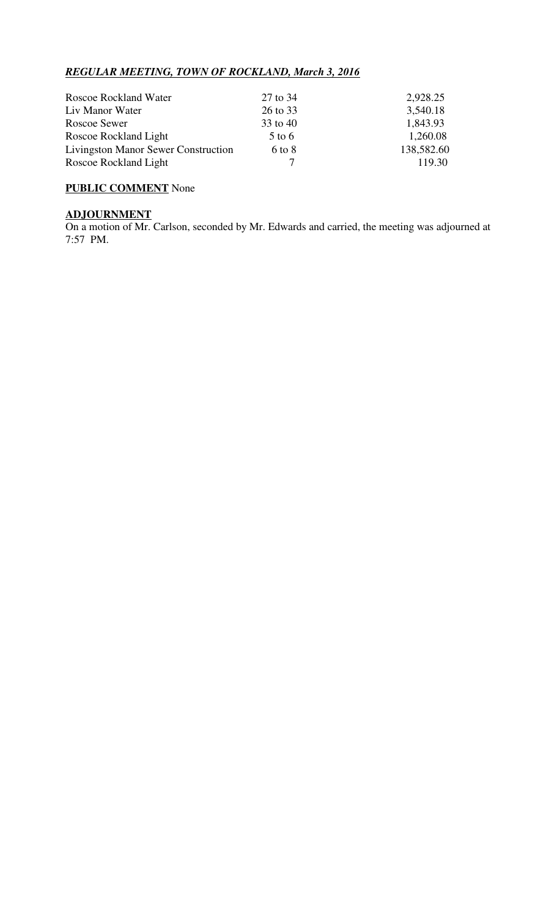***REGULAR MEETING, TOWN OF ROCKLAND, March 3, 2016***

| | | |
|---|---|---|
| Roscoe Rockland Water | 27 to 34 | 2,928.25 |
| Liv Manor Water | 26 to 33 | 3,540.18 |
| Roscoe Sewer | 33 to 40 | 1,843.93 |
| Roscoe Rockland Light | 5 to 6 | 1,260.08 |
| Livingston Manor Sewer Construction | 6 to 8 | 138,582.60 |
| Roscoe Rockland Light | 7 | 119.30 |

**PUBLIC COMMENT** None

**ADJOURNMENT**

On a motion of Mr. Carlson, seconded by Mr. Edwards and carried, the meeting was adjourned at 7:57 PM.